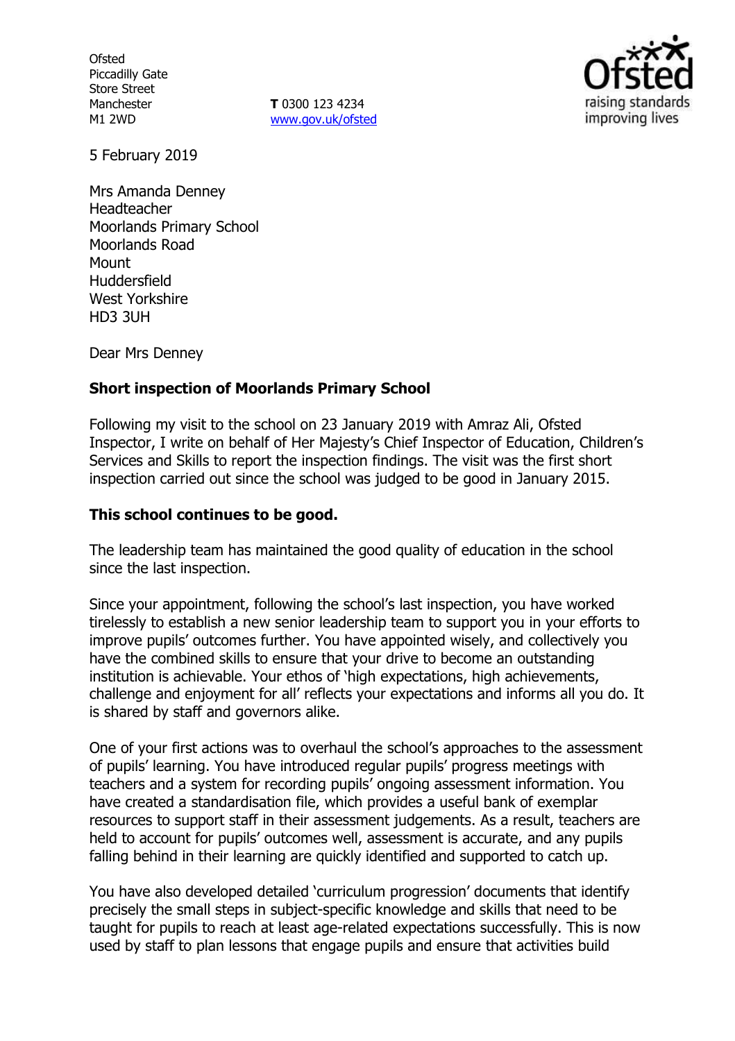Ofsted
Piccadilly Gate
Store Street
Manchester
M1 2WD

**T** 0300 123 4234
www.gov.uk/ofsted

5 February 2019

Mrs Amanda Denney
Headteacher
Moorlands Primary School
Moorlands Road
Mount
Huddersfield
West Yorkshire
HD3 3UH

Dear Mrs Denney

**Short inspection of Moorlands Primary School**

Following my visit to the school on 23 January 2019 with Amraz Ali, Ofsted Inspector, I write on behalf of Her Majesty's Chief Inspector of Education, Children's Services and Skills to report the inspection findings. The visit was the first short inspection carried out since the school was judged to be good in January 2015.

**This school continues to be good.**

The leadership team has maintained the good quality of education in the school since the last inspection.

Since your appointment, following the school's last inspection, you have worked tirelessly to establish a new senior leadership team to support you in your efforts to improve pupils' outcomes further. You have appointed wisely, and collectively you have the combined skills to ensure that your drive to become an outstanding institution is achievable. Your ethos of 'high expectations, high achievements, challenge and enjoyment for all' reflects your expectations and informs all you do. It is shared by staff and governors alike.

One of your first actions was to overhaul the school's approaches to the assessment of pupils' learning. You have introduced regular pupils' progress meetings with teachers and a system for recording pupils' ongoing assessment information. You have created a standardisation file, which provides a useful bank of exemplar resources to support staff in their assessment judgements. As a result, teachers are held to account for pupils' outcomes well, assessment is accurate, and any pupils falling behind in their learning are quickly identified and supported to catch up.

You have also developed detailed 'curriculum progression' documents that identify precisely the small steps in subject-specific knowledge and skills that need to be taught for pupils to reach at least age-related expectations successfully. This is now used by staff to plan lessons that engage pupils and ensure that activities build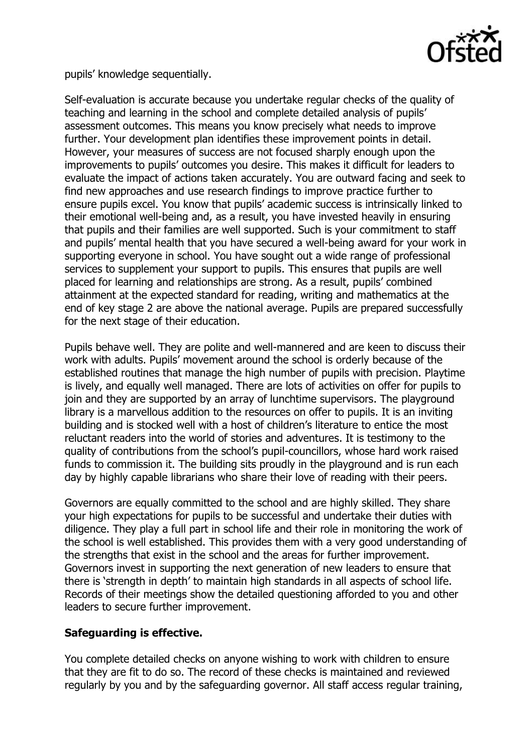pupils' knowledge sequentially.

Self-evaluation is accurate because you undertake regular checks of the quality of teaching and learning in the school and complete detailed analysis of pupils' assessment outcomes. This means you know precisely what needs to improve further. Your development plan identifies these improvement points in detail. However, your measures of success are not focused sharply enough upon the improvements to pupils' outcomes you desire. This makes it difficult for leaders to evaluate the impact of actions taken accurately. You are outward facing and seek to find new approaches and use research findings to improve practice further to ensure pupils excel. You know that pupils' academic success is intrinsically linked to their emotional well-being and, as a result, you have invested heavily in ensuring that pupils and their families are well supported. Such is your commitment to staff and pupils' mental health that you have secured a well-being award for your work in supporting everyone in school. You have sought out a wide range of professional services to supplement your support to pupils. This ensures that pupils are well placed for learning and relationships are strong. As a result, pupils' combined attainment at the expected standard for reading, writing and mathematics at the end of key stage 2 are above the national average. Pupils are prepared successfully for the next stage of their education.

Pupils behave well. They are polite and well-mannered and are keen to discuss their work with adults. Pupils' movement around the school is orderly because of the established routines that manage the high number of pupils with precision. Playtime is lively, and equally well managed. There are lots of activities on offer for pupils to join and they are supported by an array of lunchtime supervisors. The playground library is a marvellous addition to the resources on offer to pupils. It is an inviting building and is stocked well with a host of children's literature to entice the most reluctant readers into the world of stories and adventures. It is testimony to the quality of contributions from the school's pupil-councillors, whose hard work raised funds to commission it. The building sits proudly in the playground and is run each day by highly capable librarians who share their love of reading with their peers.

Governors are equally committed to the school and are highly skilled. They share your high expectations for pupils to be successful and undertake their duties with diligence. They play a full part in school life and their role in monitoring the work of the school is well established. This provides them with a very good understanding of the strengths that exist in the school and the areas for further improvement. Governors invest in supporting the next generation of new leaders to ensure that there is 'strength in depth' to maintain high standards in all aspects of school life. Records of their meetings show the detailed questioning afforded to you and other leaders to secure further improvement.

**Safeguarding is effective.**

You complete detailed checks on anyone wishing to work with children to ensure that they are fit to do so. The record of these checks is maintained and reviewed regularly by you and by the safeguarding governor. All staff access regular training,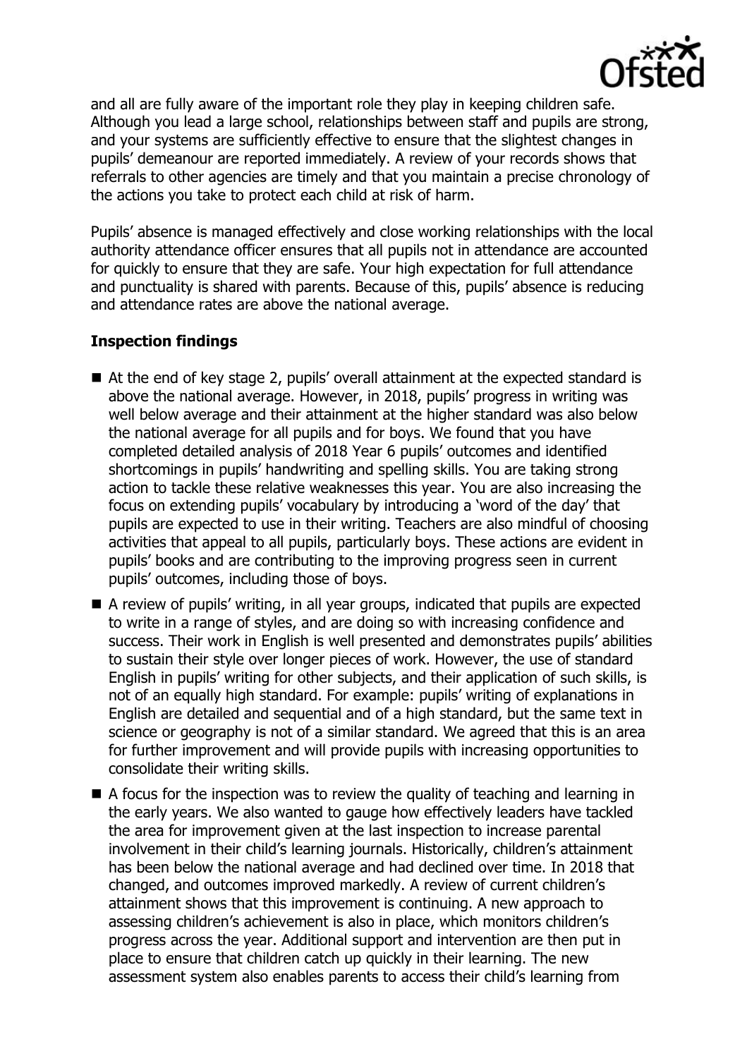and all are fully aware of the important role they play in keeping children safe. Although you lead a large school, relationships between staff and pupils are strong, and your systems are sufficiently effective to ensure that the slightest changes in pupils' demeanour are reported immediately. A review of your records shows that referrals to other agencies are timely and that you maintain a precise chronology of the actions you take to protect each child at risk of harm.

Pupils' absence is managed effectively and close working relationships with the local authority attendance officer ensures that all pupils not in attendance are accounted for quickly to ensure that they are safe. Your high expectation for full attendance and punctuality is shared with parents. Because of this, pupils' absence is reducing and attendance rates are above the national average.

**Inspection findings**

- At the end of key stage 2, pupils' overall attainment at the expected standard is above the national average. However, in 2018, pupils' progress in writing was well below average and their attainment at the higher standard was also below the national average for all pupils and for boys. We found that you have completed detailed analysis of 2018 Year 6 pupils' outcomes and identified shortcomings in pupils' handwriting and spelling skills. You are taking strong action to tackle these relative weaknesses this year. You are also increasing the focus on extending pupils' vocabulary by introducing a 'word of the day' that pupils are expected to use in their writing. Teachers are also mindful of choosing activities that appeal to all pupils, particularly boys. These actions are evident in pupils' books and are contributing to the improving progress seen in current pupils' outcomes, including those of boys.
- A review of pupils' writing, in all year groups, indicated that pupils are expected to write in a range of styles, and are doing so with increasing confidence and success. Their work in English is well presented and demonstrates pupils' abilities to sustain their style over longer pieces of work. However, the use of standard English in pupils' writing for other subjects, and their application of such skills, is not of an equally high standard. For example: pupils' writing of explanations in English are detailed and sequential and of a high standard, but the same text in science or geography is not of a similar standard. We agreed that this is an area for further improvement and will provide pupils with increasing opportunities to consolidate their writing skills.
- A focus for the inspection was to review the quality of teaching and learning in the early years. We also wanted to gauge how effectively leaders have tackled the area for improvement given at the last inspection to increase parental involvement in their child's learning journals. Historically, children's attainment has been below the national average and had declined over time. In 2018 that changed, and outcomes improved markedly. A review of current children's attainment shows that this improvement is continuing. A new approach to assessing children's achievement is also in place, which monitors children's progress across the year. Additional support and intervention are then put in place to ensure that children catch up quickly in their learning. The new assessment system also enables parents to access their child's learning from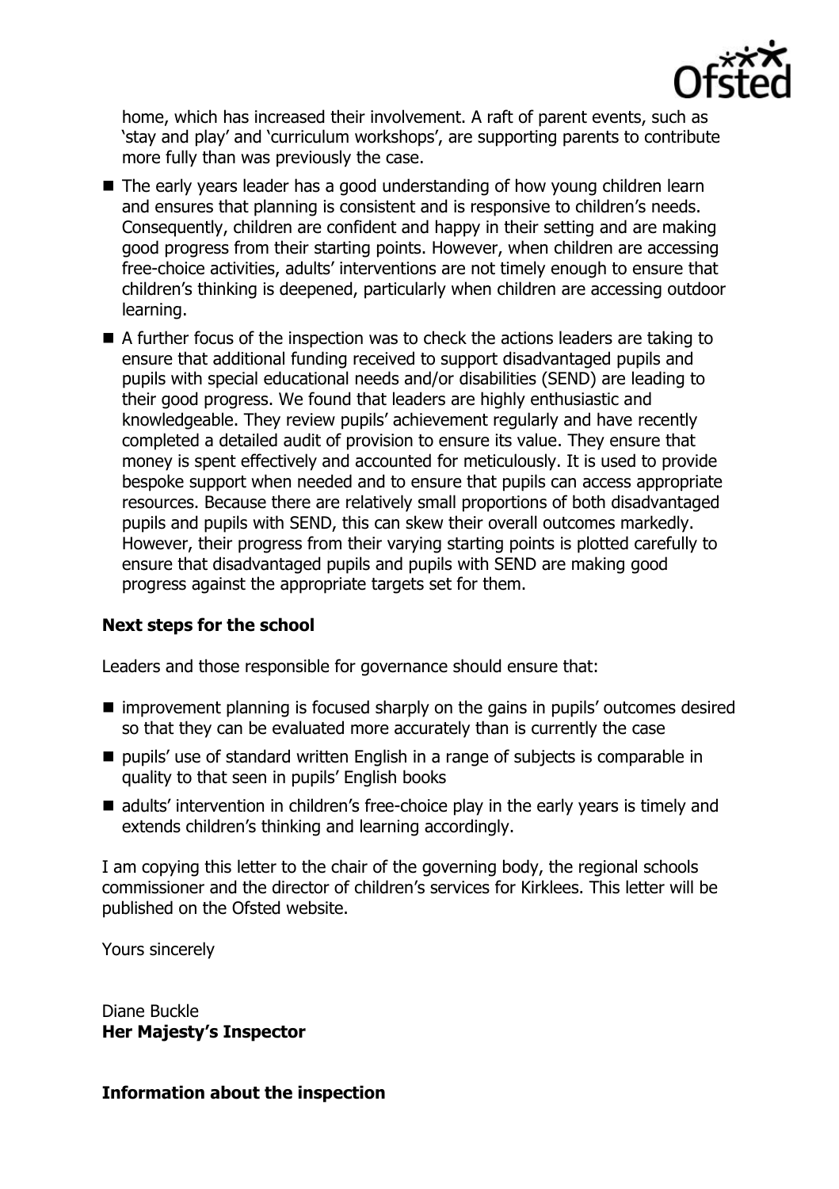home, which has increased their involvement. A raft of parent events, such as 'stay and play' and 'curriculum workshops', are supporting parents to contribute more fully than was previously the case.

- The early years leader has a good understanding of how young children learn and ensures that planning is consistent and is responsive to children's needs. Consequently, children are confident and happy in their setting and are making good progress from their starting points. However, when children are accessing free-choice activities, adults' interventions are not timely enough to ensure that children's thinking is deepened, particularly when children are accessing outdoor learning.
- A further focus of the inspection was to check the actions leaders are taking to ensure that additional funding received to support disadvantaged pupils and pupils with special educational needs and/or disabilities (SEND) are leading to their good progress. We found that leaders are highly enthusiastic and knowledgeable. They review pupils' achievement regularly and have recently completed a detailed audit of provision to ensure its value. They ensure that money is spent effectively and accounted for meticulously. It is used to provide bespoke support when needed and to ensure that pupils can access appropriate resources. Because there are relatively small proportions of both disadvantaged pupils and pupils with SEND, this can skew their overall outcomes markedly. However, their progress from their varying starting points is plotted carefully to ensure that disadvantaged pupils and pupils with SEND are making good progress against the appropriate targets set for them.

### Next steps for the school

Leaders and those responsible for governance should ensure that:

- improvement planning is focused sharply on the gains in pupils' outcomes desired so that they can be evaluated more accurately than is currently the case
- pupils' use of standard written English in a range of subjects is comparable in quality to that seen in pupils' English books
- adults' intervention in children's free-choice play in the early years is timely and extends children's thinking and learning accordingly.

I am copying this letter to the chair of the governing body, the regional schools commissioner and the director of children's services for Kirklees. This letter will be published on the Ofsted website.

Yours sincerely

Diane Buckle
**Her Majesty's Inspector**

### Information about the inspection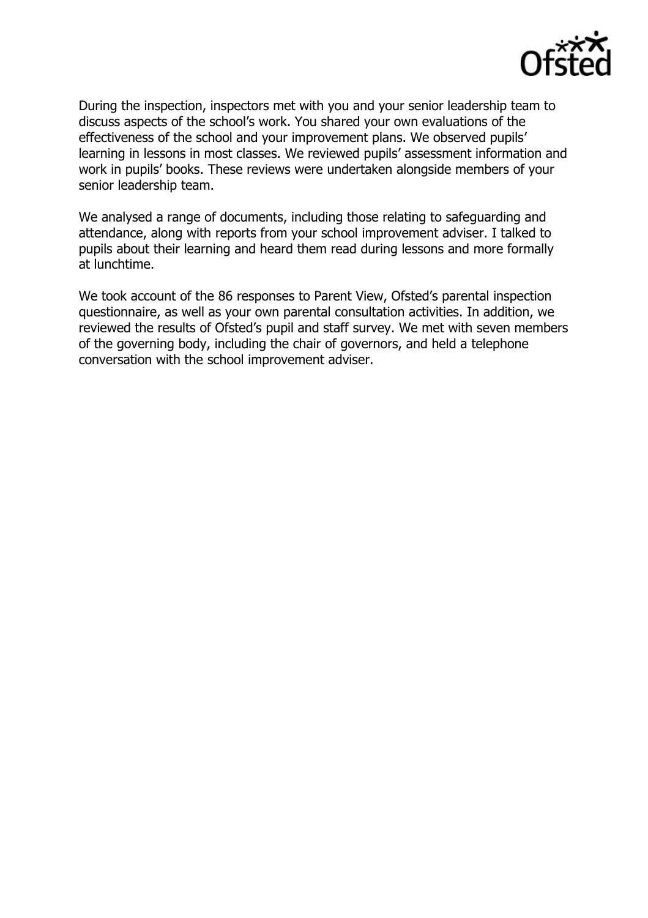During the inspection, inspectors met with you and your senior leadership team to discuss aspects of the school's work. You shared your own evaluations of the effectiveness of the school and your improvement plans. We observed pupils' learning in lessons in most classes. We reviewed pupils' assessment information and work in pupils' books. These reviews were undertaken alongside members of your senior leadership team.

We analysed a range of documents, including those relating to safeguarding and attendance, along with reports from your school improvement adviser. I talked to pupils about their learning and heard them read during lessons and more formally at lunchtime.

We took account of the 86 responses to Parent View, Ofsted's parental inspection questionnaire, as well as your own parental consultation activities. In addition, we reviewed the results of Ofsted's pupil and staff survey. We met with seven members of the governing body, including the chair of governors, and held a telephone conversation with the school improvement adviser.